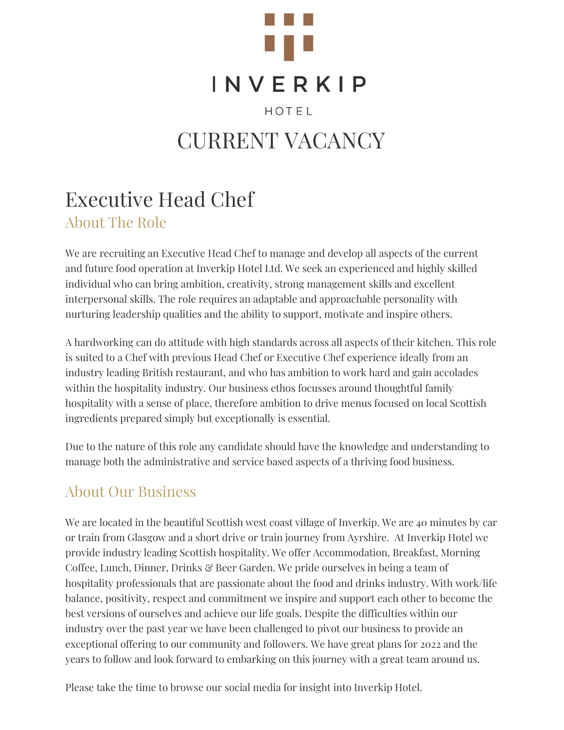INVERKIP

HOTEL

# CURRENT VACANCY

## Executive Head Chef

### About The Role

We are recruiting an Executive Head Chef to manage and develop all aspects of the current and future food operation at Inverkip Hotel Ltd. We seek an experienced and highly skilled individual who can bring ambition, creativity, strong management skills and excellent interpersonal skills. The role requires an adaptable and approachable personality with nurturing leadership qualities and the ability to support, motivate and inspire others.

A hardworking can do attitude with high standards across all aspects of their kitchen. This role is suited to a Chef with previous Head Chef or Executive Chef experience ideally from an industry leading British restaurant, and who has ambition to work hard and gain accolades within the hospitality industry. Our business ethos focusses around thoughtful family hospitality with a sense of place, therefore ambition to drive menus focused on local Scottish ingredients prepared simply but exceptionally is essential.

Due to the nature of this role any candidate should have the knowledge and understanding to manage both the administrative and service based aspects of a thriving food business.

### About Our Business

We are located in the beautiful Scottish west coast village of Inverkip. We are 40 minutes by car or train from Glasgow and a short drive or train journey from Ayrshire. At Inverkip Hotel we provide industry leading Scottish hospitality. We offer Accommodation, Breakfast, Morning Coffee, Lunch, Dinner, Drinks & Beer Garden. We pride ourselves in being a team of hospitality professionals that are passionate about the food and drinks industry. With work/life balance, positivity, respect and commitment we inspire and support each other to become the best versions of ourselves and achieve our life goals. Despite the difficulties within our industry over the past year we have been challenged to pivot our business to provide an exceptional offering to our community and followers. We have great plans for 2022 and the years to follow and look forward to embarking on this journey with a great team around us.

Please take the time to browse our social media for insight into Inverkip Hotel.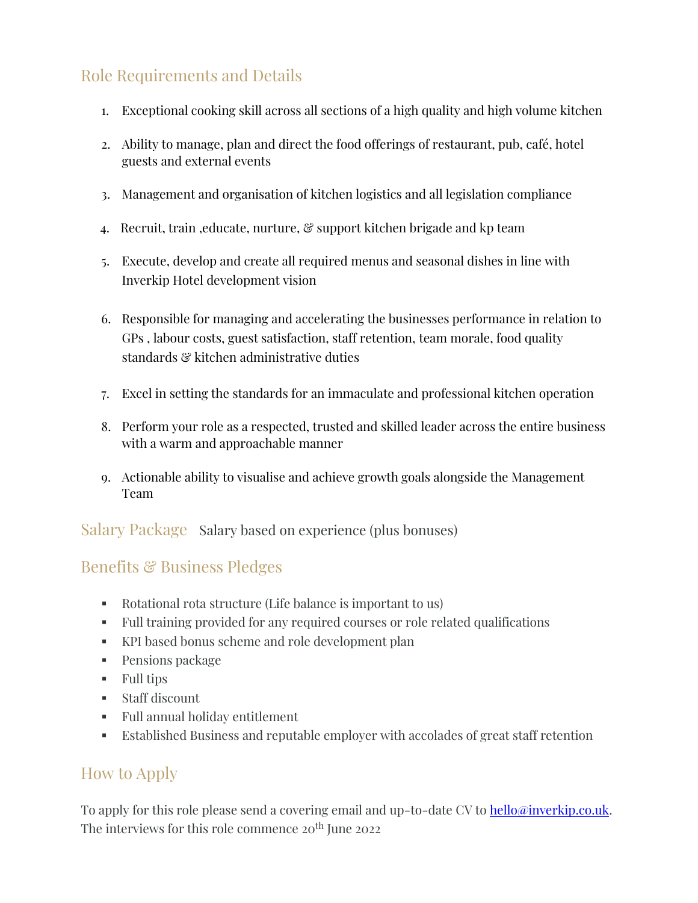## Role Requirements and Details

1. Exceptional cooking skill across all sections of a high quality and high volume kitchen
2. Ability to manage, plan and direct the food offerings of restaurant, pub, café, hotel guests and external events
3. Management and organisation of kitchen logistics and all legislation compliance
4. Recruit, train ,educate, nurture, & support kitchen brigade and kp team
5. Execute, develop and create all required menus and seasonal dishes in line with Inverkip Hotel development vision
6. Responsible for managing and accelerating the businesses performance in relation to GPs , labour costs, guest satisfaction, staff retention, team morale, food quality standards & kitchen administrative duties
7. Excel in setting the standards for an immaculate and professional kitchen operation
8. Perform your role as a respected, trusted and skilled leader across the entire business with a warm and approachable manner
9. Actionable ability to visualise and achieve growth goals alongside the Management Team

## Salary Package

Salary based on experience (plus bonuses)

## Benefits & Business Pledges

- Rotational rota structure (Life balance is important to us)
- Full training provided for any required courses or role related qualifications
- KPI based bonus scheme and role development plan
- Pensions package
- Full tips
- Staff discount
- Full annual holiday entitlement
- Established Business and reputable employer with accolades of great staff retention

## How to Apply

To apply for this role please send a covering email and up-to-date CV to hello@inverkip.co.uk. The interviews for this role commence 20th June 2022